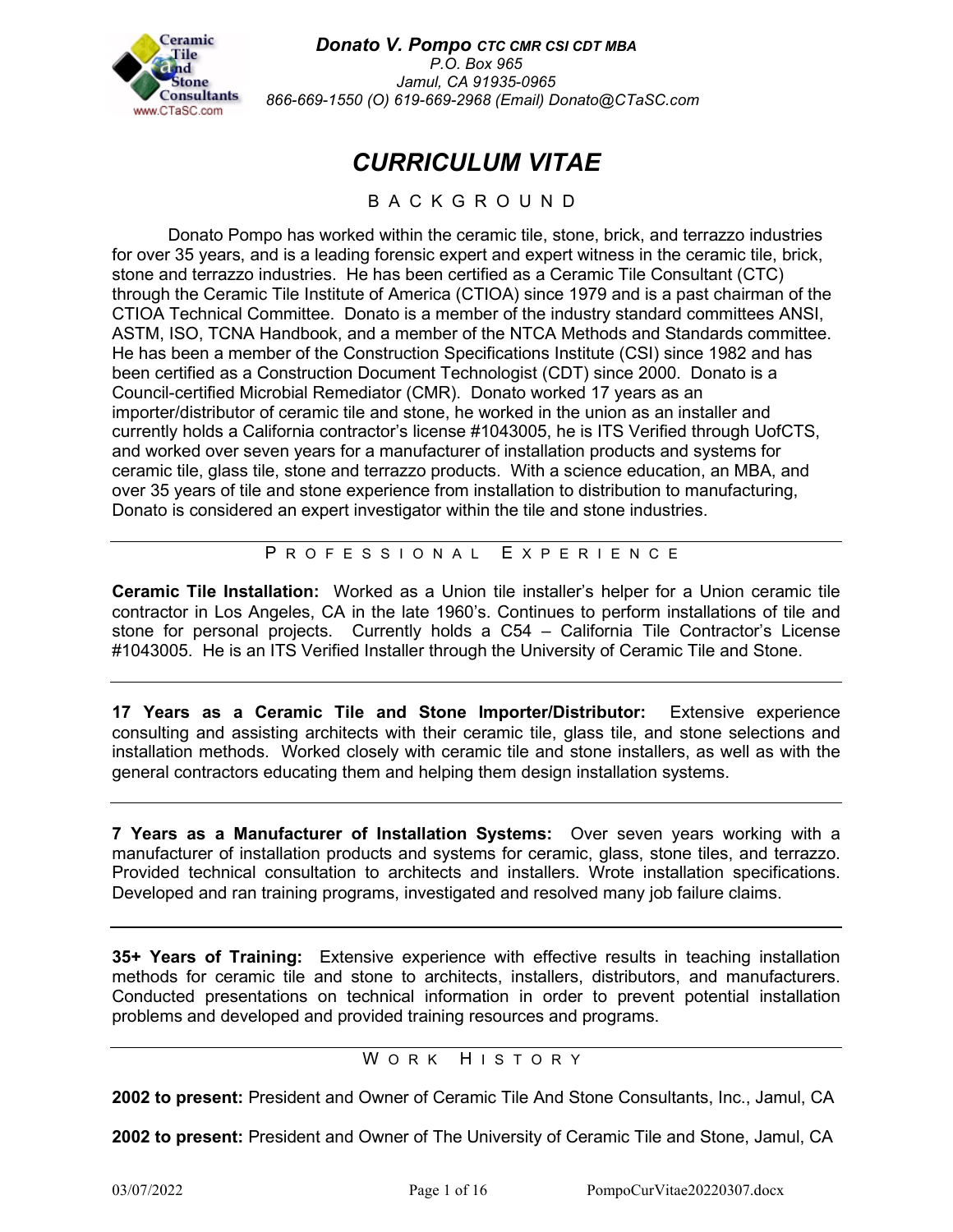**Donato V. Pompo** *CTC CMR CSI CDT MBA*
*P.O. Box 965*
*Jamul, CA 91935-0965*
*866-669-1550 (O) 619-669-2968 (Email) Donato@CTaSC.com*

# *CURRICULUM VITAE*

## BACKGROUND

Donato Pompo has worked within the ceramic tile, stone, brick, and terrazzo industries for over 35 years, and is a leading forensic expert and expert witness in the ceramic tile, brick, stone and terrazzo industries. He has been certified as a Ceramic Tile Consultant (CTC) through the Ceramic Tile Institute of America (CTIOA) since 1979 and is a past chairman of the CTIOA Technical Committee. Donato is a member of the industry standard committees ANSI, ASTM, ISO, TCNA Handbook, and a member of the NTCA Methods and Standards committee. He has been a member of the Construction Specifications Institute (CSI) since 1982 and has been certified as a Construction Document Technologist (CDT) since 2000. Donato is a Council-certified Microbial Remediator (CMR). Donato worked 17 years as an importer/distributor of ceramic tile and stone, he worked in the union as an installer and currently holds a California contractor's license #1043005, he is ITS Verified through UofCTS, and worked over seven years for a manufacturer of installation products and systems for ceramic tile, glass tile, stone and terrazzo products. With a science education, an MBA, and over 35 years of tile and stone experience from installation to distribution to manufacturing, Donato is considered an expert investigator within the tile and stone industries.

## PROFESSIONAL EXPERIENCE

**Ceramic Tile Installation:** Worked as a Union tile installer's helper for a Union ceramic tile contractor in Los Angeles, CA in the late 1960's. Continues to perform installations of tile and stone for personal projects. Currently holds a C54 – California Tile Contractor's License #1043005. He is an ITS Verified Installer through the University of Ceramic Tile and Stone.

**17 Years as a Ceramic Tile and Stone Importer/Distributor:** Extensive experience consulting and assisting architects with their ceramic tile, glass tile, and stone selections and installation methods. Worked closely with ceramic tile and stone installers, as well as with the general contractors educating them and helping them design installation systems.

**7 Years as a Manufacturer of Installation Systems:** Over seven years working with a manufacturer of installation products and systems for ceramic, glass, stone tiles, and terrazzo. Provided technical consultation to architects and installers. Wrote installation specifications. Developed and ran training programs, investigated and resolved many job failure claims.

**35+ Years of Training:** Extensive experience with effective results in teaching installation methods for ceramic tile and stone to architects, installers, distributors, and manufacturers. Conducted presentations on technical information in order to prevent potential installation problems and developed and provided training resources and programs.

## WORK HISTORY

**2002 to present:** President and Owner of Ceramic Tile And Stone Consultants, Inc., Jamul, CA

**2002 to present:** President and Owner of The University of Ceramic Tile and Stone, Jamul, CA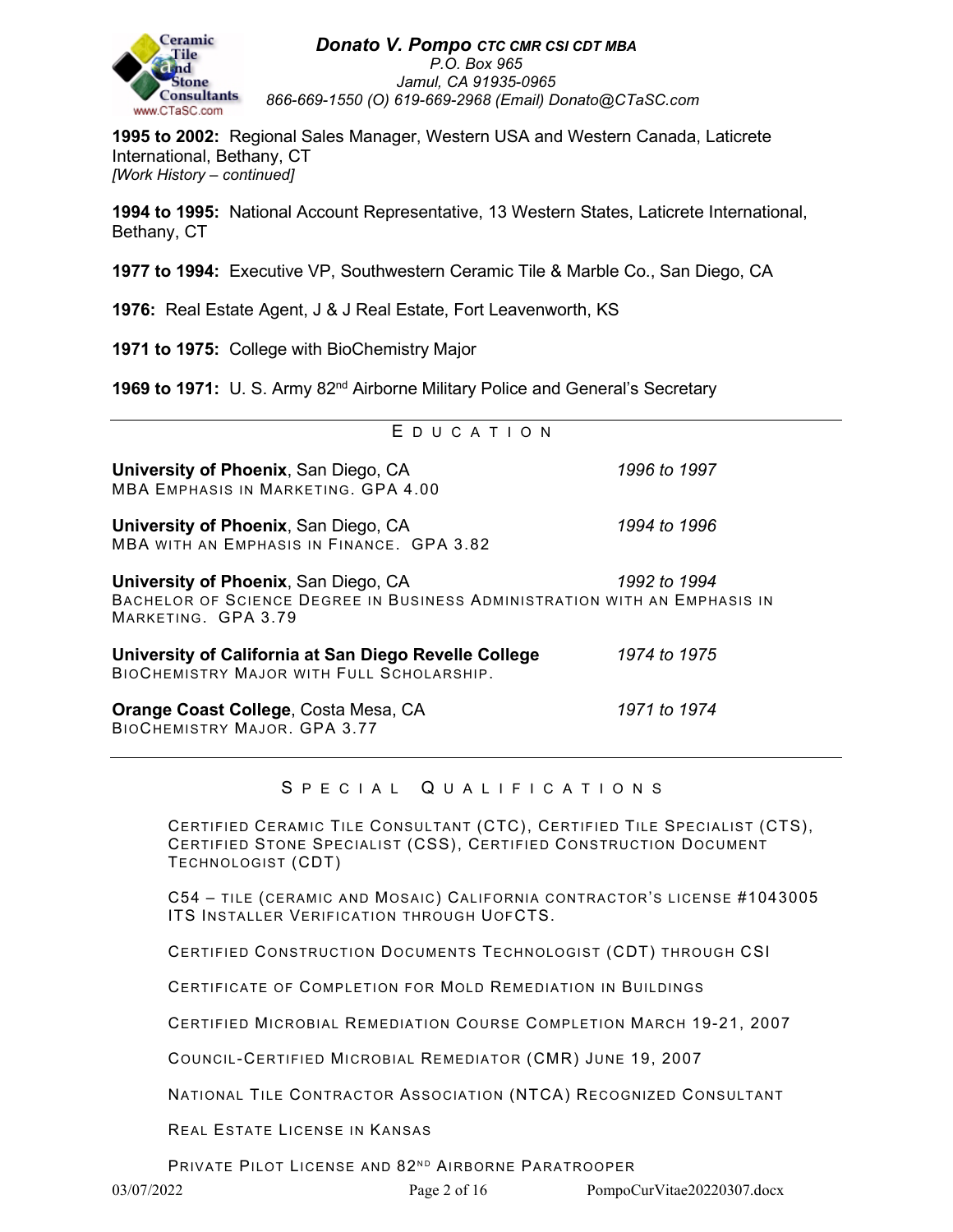**1995 to 2002:** Regional Sales Manager, Western USA and Western Canada, Laticrete International, Bethany, CT
*[Work History – continued]*

**1994 to 1995:** National Account Representative, 13 Western States, Laticrete International, Bethany, CT

**1977 to 1994:** Executive VP, Southwestern Ceramic Tile & Marble Co., San Diego, CA

**1976:** Real Estate Agent, J & J Real Estate, Fort Leavenworth, KS

**1971 to 1975:** College with BioChemistry Major

**1969 to 1971:** U. S. Army 82nd Airborne Military Police and General's Secretary

## EDUCATION

**University of Phoenix**, San Diego, CA *1996 to 1997*
MBA EMPHASIS IN MARKETING. GPA 4.00

**University of Phoenix**, San Diego, CA *1994 to 1996*
MBA WITH AN EMPHASIS IN FINANCE. GPA 3.82

**University of Phoenix**, San Diego, CA *1992 to 1994*
BACHELOR OF SCIENCE DEGREE IN BUSINESS ADMINISTRATION WITH AN EMPHASIS IN MARKETING. GPA 3.79

**University of California at San Diego Revelle College** *1974 to 1975*
BIOCHEMISTRY MAJOR WITH FULL SCHOLARSHIP.

**Orange Coast College**, Costa Mesa, CA *1971 to 1974*
BIOCHEMISTRY MAJOR. GPA 3.77

## SPECIAL QUALIFICATIONS

CERTIFIED CERAMIC TILE CONSULTANT (CTC), CERTIFIED TILE SPECIALIST (CTS), CERTIFIED STONE SPECIALIST (CSS), CERTIFIED CONSTRUCTION DOCUMENT TECHNOLOGIST (CDT)

C54 – TILE (CERAMIC AND MOSAIC) CALIFORNIA CONTRACTOR'S LICENSE #1043005 ITS INSTALLER VERIFICATION THROUGH UOFCTS.

CERTIFIED CONSTRUCTION DOCUMENTS TECHNOLOGIST (CDT) THROUGH CSI

CERTIFICATE OF COMPLETION FOR MOLD REMEDIATION IN BUILDINGS

CERTIFIED MICROBIAL REMEDIATION COURSE COMPLETION MARCH 19-21, 2007

COUNCIL-CERTIFIED MICROBIAL REMEDIATOR (CMR) JUNE 19, 2007

NATIONAL TILE CONTRACTOR ASSOCIATION (NTCA) RECOGNIZED CONSULTANT

REAL ESTATE LICENSE IN KANSAS

PRIVATE PILOT LICENSE AND 82ND AIRBORNE PARATROOPER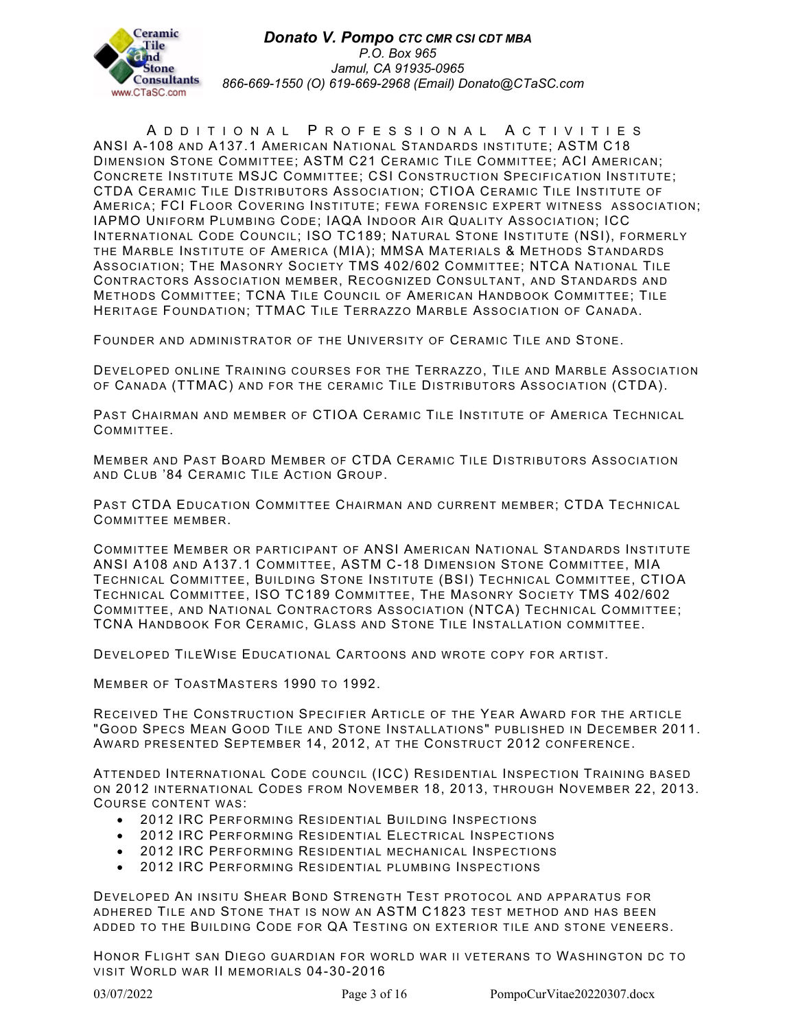## Additional Professional Activities

ANSI A-108 and A137.1 American National Standards institute; ASTM C18 Dimension Stone Committee; ASTM C21 Ceramic Tile Committee; ACI American; Concrete Institute MSJC Committee; CSI Construction Specification Institute; CTDA Ceramic Tile Distributors Association; CTIOA Ceramic Tile Institute of America; FCI Floor Covering Institute; fewa forensic expert witness association; IAPMO Uniform Plumbing Code; IAQA Indoor Air Quality Association; ICC International Code Council; ISO TC189; Natural Stone Institute (NSI), formerly the Marble Institute of America (MIA); MMSA Materials & Methods Standards Association; The Masonry Society TMS 402/602 Committee; NTCA National Tile Contractors Association member, Recognized Consultant, and Standards and Methods Committee; TCNA Tile Council of American Handbook Committee; Tile Heritage Foundation; TTMAC Tile Terrazzo Marble Association of Canada.

Founder and administrator of the University of Ceramic Tile and Stone.

Developed online Training courses for the Terrazzo, Tile and Marble Association of Canada (TTMAC) and for the ceramic Tile Distributors Association (CTDA).

Past Chairman and member of CTIOA Ceramic Tile Institute of America Technical Committee.

Member and Past Board Member of CTDA Ceramic Tile Distributors Association and Club '84 Ceramic Tile Action Group.

Past CTDA Education Committee Chairman and current member; CTDA Technical Committee member.

Committee Member or participant of ANSI American National Standards Institute ANSI A108 and A137.1 Committee, ASTM C-18 Dimension Stone Committee, MIA Technical Committee, Building Stone Institute (BSI) Technical Committee, CTIOA Technical Committee, ISO TC189 Committee, The Masonry Society TMS 402/602 Committee, and National Contractors Association (NTCA) Technical Committee; TCNA Handbook For Ceramic, Glass and Stone Tile Installation committee.

Developed TileWise Educational Cartoons and wrote copy for artist.

Member of ToastMasters 1990 to 1992.

Received The Construction Specifier Article of the Year Award for the article "Good Specs Mean Good Tile and Stone Installations" published in December 2011. Award presented September 14, 2012, at the Construct 2012 conference.

Attended International Code council (ICC) Residential Inspection Training based on 2012 international Codes from November 18, 2013, through November 22, 2013. Course content was:

- 2012 IRC Performing Residential Building Inspections
- 2012 IRC Performing Residential Electrical Inspections
- 2012 IRC Performing Residential mechanical Inspections
- 2012 IRC Performing Residential plumbing Inspections

Developed An insitu Shear Bond Strength Test protocol and apparatus for adhered Tile and Stone that is now an ASTM C1823 test method and has been added to the Building Code for QA Testing on exterior tile and stone veneers.

Honor Flight san Diego guardian for world war ii veterans to Washington dc to visit World war II memorials 04-30-2016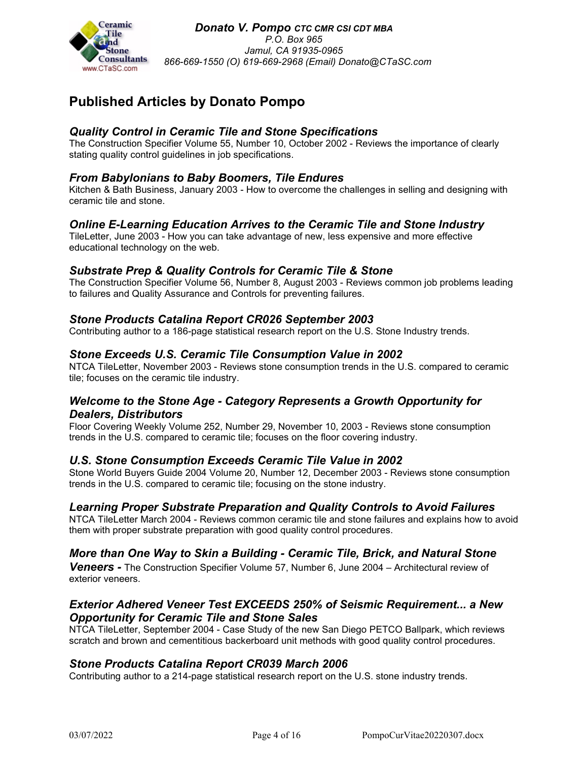Donato V. Pompo *CTC CMR CSI CDT MBA*
P.O. Box 965
Jamul, CA 91935-0965
866-669-1550 (O) 619-669-2968 (Email) Donato@CTaSC.com

# Published Articles by Donato Pompo

### *Quality Control in Ceramic Tile and Stone Specifications*
The Construction Specifier Volume 55, Number 10, October 2002 - Reviews the importance of clearly stating quality control guidelines in job specifications.

### *From Babylonians to Baby Boomers, Tile Endures*
Kitchen & Bath Business, January 2003 - How to overcome the challenges in selling and designing with ceramic tile and stone.

### *Online E-Learning Education Arrives to the Ceramic Tile and Stone Industry*
TileLetter, June 2003 - How you can take advantage of new, less expensive and more effective educational technology on the web.

### *Substrate Prep & Quality Controls for Ceramic Tile & Stone*
The Construction Specifier Volume 56, Number 8, August 2003 - Reviews common job problems leading to failures and Quality Assurance and Controls for preventing failures.

### *Stone Products Catalina Report CR026 September 2003*
Contributing author to a 186-page statistical research report on the U.S. Stone Industry trends.

### *Stone Exceeds U.S. Ceramic Tile Consumption Value in 2002*
NTCA TileLetter, November 2003 - Reviews stone consumption trends in the U.S. compared to ceramic tile; focuses on the ceramic tile industry.

### *Welcome to the Stone Age - Category Represents a Growth Opportunity for Dealers, Distributors*
Floor Covering Weekly Volume 252, Number 29, November 10, 2003 - Reviews stone consumption trends in the U.S. compared to ceramic tile; focuses on the floor covering industry.

### *U.S. Stone Consumption Exceeds Ceramic Tile Value in 2002*
Stone World Buyers Guide 2004 Volume 20, Number 12, December 2003 - Reviews stone consumption trends in the U.S. compared to ceramic tile; focusing on the stone industry.

### *Learning Proper Substrate Preparation and Quality Controls to Avoid Failures*
NTCA TileLetter March 2004 - Reviews common ceramic tile and stone failures and explains how to avoid them with proper substrate preparation with good quality control procedures.

### *More than One Way to Skin a Building - Ceramic Tile, Brick, and Natural Stone Veneers -* The Construction Specifier Volume 57, Number 6, June 2004 – Architectural review of exterior veneers.

### *Exterior Adhered Veneer Test EXCEEDS 250% of Seismic Requirement... a New Opportunity for Ceramic Tile and Stone Sales*
NTCA TileLetter, September 2004 - Case Study of the new San Diego PETCO Ballpark, which reviews scratch and brown and cementitious backerboard unit methods with good quality control procedures.

### *Stone Products Catalina Report CR039 March 2006*
Contributing author to a 214-page statistical research report on the U.S. stone industry trends.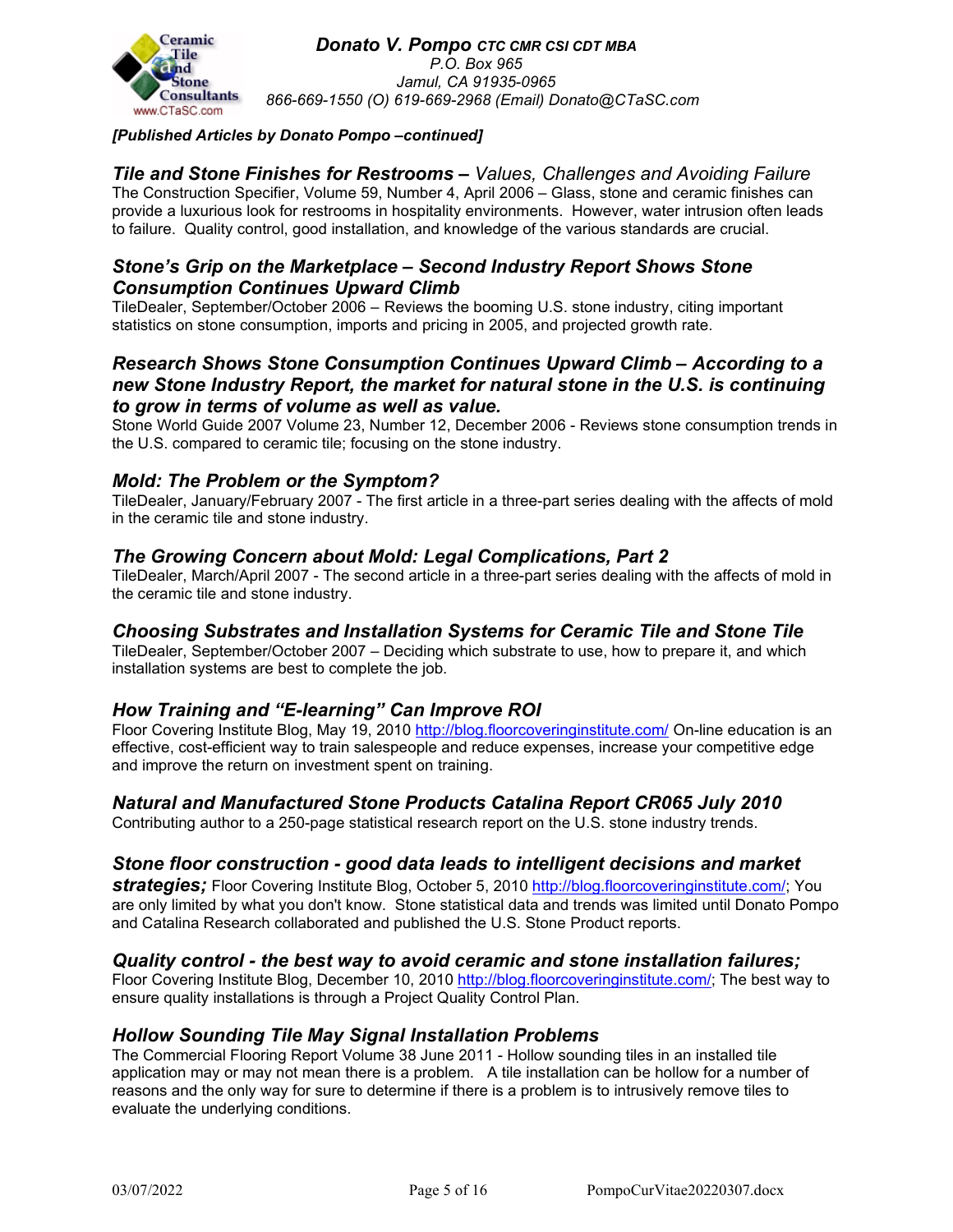*[Published Articles by Donato Pompo –continued]*

### ***Tile and Stone Finishes for Restrooms –*** *Values, Challenges and Avoiding Failure*

The Construction Specifier, Volume 59, Number 4, April 2006 – Glass, stone and ceramic finishes can provide a luxurious look for restrooms in hospitality environments. However, water intrusion often leads to failure. Quality control, good installation, and knowledge of the various standards are crucial.

### ***Stone's Grip on the Marketplace – Second Industry Report Shows Stone Consumption Continues Upward Climb***

TileDealer, September/October 2006 – Reviews the booming U.S. stone industry, citing important statistics on stone consumption, imports and pricing in 2005, and projected growth rate.

### ***Research Shows Stone Consumption Continues Upward Climb – According to a new Stone Industry Report, the market for natural stone in the U.S. is continuing to grow in terms of volume as well as value.***

Stone World Guide 2007 Volume 23, Number 12, December 2006 - Reviews stone consumption trends in the U.S. compared to ceramic tile; focusing on the stone industry.

### ***Mold: The Problem or the Symptom?***

TileDealer, January/February 2007 - The first article in a three-part series dealing with the affects of mold in the ceramic tile and stone industry.

### ***The Growing Concern about Mold: Legal Complications, Part 2***

TileDealer, March/April 2007 - The second article in a three-part series dealing with the affects of mold in the ceramic tile and stone industry.

### ***Choosing Substrates and Installation Systems for Ceramic Tile and Stone Tile***

TileDealer, September/October 2007 – Deciding which substrate to use, how to prepare it, and which installation systems are best to complete the job.

### ***How Training and "E-learning" Can Improve ROI***

Floor Covering Institute Blog, May 19, 2010 http://blog.floorcoveringinstitute.com/ On-line education is an effective, cost-efficient way to train salespeople and reduce expenses, increase your competitive edge and improve the return on investment spent on training.

### ***Natural and Manufactured Stone Products Catalina Report CR065 July 2010***

Contributing author to a 250-page statistical research report on the U.S. stone industry trends.

***Stone floor construction - good data leads to intelligent decisions and market strategies;*** Floor Covering Institute Blog, October 5, 2010 http://blog.floorcoveringinstitute.com/; You are only limited by what you don't know. Stone statistical data and trends was limited until Donato Pompo and Catalina Research collaborated and published the U.S. Stone Product reports.

### ***Quality control - the best way to avoid ceramic and stone installation failures;***

Floor Covering Institute Blog, December 10, 2010 http://blog.floorcoveringinstitute.com/; The best way to ensure quality installations is through a Project Quality Control Plan.

### ***Hollow Sounding Tile May Signal Installation Problems***

The Commercial Flooring Report Volume 38 June 2011 - Hollow sounding tiles in an installed tile application may or may not mean there is a problem. A tile installation can be hollow for a number of reasons and the only way for sure to determine if there is a problem is to intrusively remove tiles to evaluate the underlying conditions.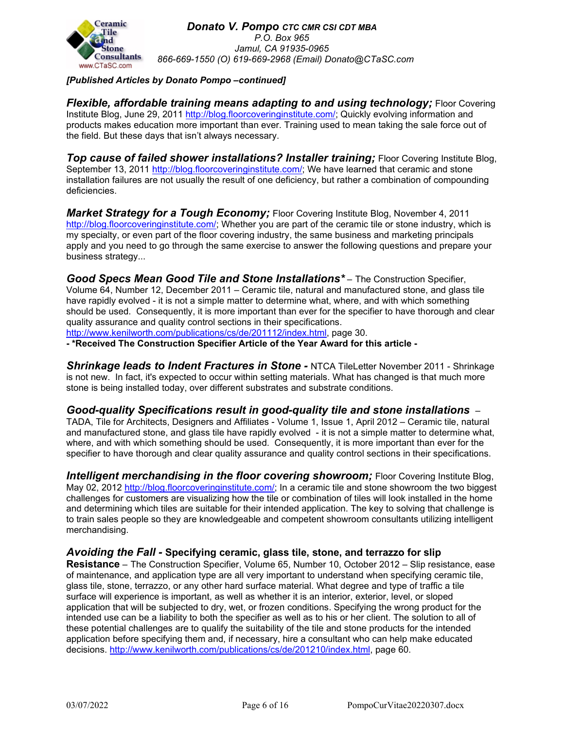*[Published Articles by Donato Pompo –continued]*

***Flexible, affordable training means adapting to and using technology;*** Floor Covering Institute Blog, June 29, 2011 http://blog.floorcoveringinstitute.com/; Quickly evolving information and products makes education more important than ever. Training used to mean taking the sale force out of the field. But these days that isn't always necessary.

***Top cause of failed shower installations? Installer training;*** Floor Covering Institute Blog, September 13, 2011 http://blog.floorcoveringinstitute.com/; We have learned that ceramic and stone installation failures are not usually the result of one deficiency, but rather a combination of compounding deficiencies.

***Market Strategy for a Tough Economy;*** Floor Covering Institute Blog, November 4, 2011 http://blog.floorcoveringinstitute.com/; Whether you are part of the ceramic tile or stone industry, which is my specialty, or even part of the floor covering industry, the same business and marketing principals apply and you need to go through the same exercise to answer the following questions and prepare your business strategy...

***Good Specs Mean Good Tile and Stone Installations**** – The Construction Specifier, Volume 64, Number 12, December 2011 – Ceramic tile, natural and manufactured stone, and glass tile have rapidly evolved - it is not a simple matter to determine what, where, and with which something should be used. Consequently, it is more important than ever for the specifier to have thorough and clear quality assurance and quality control sections in their specifications. http://www.kenilworth.com/publications/cs/de/201112/index.html, page 30.
**- *Received The Construction Specifier Article of the Year Award for this article -**

***Shrinkage leads to Indent Fractures in Stone -*** NTCA TileLetter November 2011 - Shrinkage is not new. In fact, it's expected to occur within setting materials. What has changed is that much more stone is being installed today, over different substrates and substrate conditions.

***Good-quality Specifications result in good-quality tile and stone installations*** – TADA, Tile for Architects, Designers and Affiliates - Volume 1, Issue 1, April 2012 – Ceramic tile, natural and manufactured stone, and glass tile have rapidly evolved - it is not a simple matter to determine what, where, and with which something should be used. Consequently, it is more important than ever for the specifier to have thorough and clear quality assurance and quality control sections in their specifications.

***Intelligent merchandising in the floor covering showroom;*** Floor Covering Institute Blog, May 02, 2012 http://blog.floorcoveringinstitute.com/; In a ceramic tile and stone showroom the two biggest challenges for customers are visualizing how the tile or combination of tiles will look installed in the home and determining which tiles are suitable for their intended application. The key to solving that challenge is to train sales people so they are knowledgeable and competent showroom consultants utilizing intelligent merchandising.

***Avoiding the Fall -*** **Specifying ceramic, glass tile, stone, and terrazzo for slip Resistance** – The Construction Specifier, Volume 65, Number 10, October 2012 – Slip resistance, ease of maintenance, and application type are all very important to understand when specifying ceramic tile, glass tile, stone, terrazzo, or any other hard surface material. What degree and type of traffic a tile surface will experience is important, as well as whether it is an interior, exterior, level, or sloped application that will be subjected to dry, wet, or frozen conditions. Specifying the wrong product for the intended use can be a liability to both the specifier as well as to his or her client. The solution to all of these potential challenges are to qualify the suitability of the tile and stone products for the intended application before specifying them and, if necessary, hire a consultant who can help make educated decisions. http://www.kenilworth.com/publications/cs/de/201210/index.html, page 60.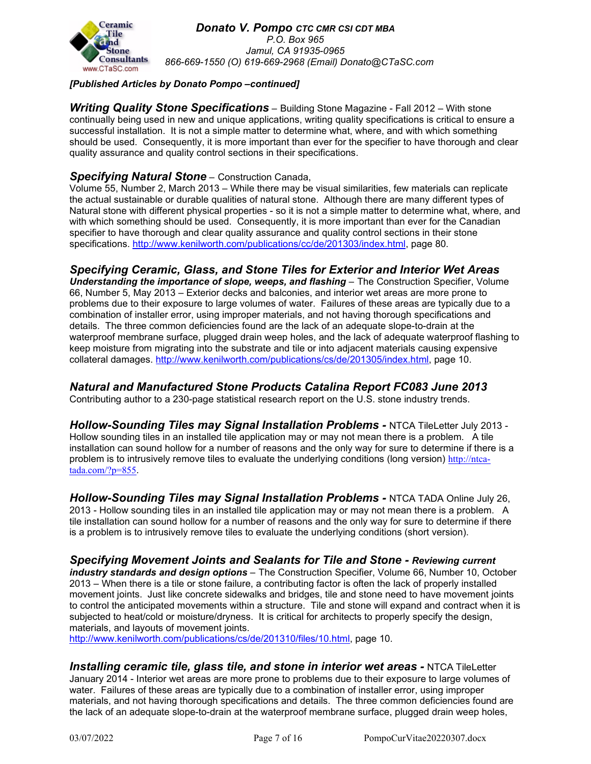*[Published Articles by Donato Pompo –continued]*

***Writing Quality Stone Specifications*** – Building Stone Magazine - Fall 2012 – With stone continually being used in new and unique applications, writing quality specifications is critical to ensure a successful installation. It is not a simple matter to determine what, where, and with which something should be used. Consequently, it is more important than ever for the specifier to have thorough and clear quality assurance and quality control sections in their specifications.

***Specifying Natural Stone*** – Construction Canada, Volume 55, Number 2, March 2013 – While there may be visual similarities, few materials can replicate the actual sustainable or durable qualities of natural stone. Although there are many different types of Natural stone with different physical properties - so it is not a simple matter to determine what, where, and with which something should be used. Consequently, it is more important than ever for the Canadian specifier to have thorough and clear quality assurance and quality control sections in their stone specifications. http://www.kenilworth.com/publications/cc/de/201303/index.html, page 80.

***Specifying Ceramic, Glass, and Stone Tiles for Exterior and Interior Wet Areas Understanding the importance of slope, weeps, and flashing*** – The Construction Specifier, Volume 66, Number 5, May 2013 – Exterior decks and balconies, and interior wet areas are more prone to problems due to their exposure to large volumes of water. Failures of these areas are typically due to a combination of installer error, using improper materials, and not having thorough specifications and details. The three common deficiencies found are the lack of an adequate slope-to-drain at the waterproof membrane surface, plugged drain weep holes, and the lack of adequate waterproof flashing to keep moisture from migrating into the substrate and tile or into adjacent materials causing expensive collateral damages. http://www.kenilworth.com/publications/cs/de/201305/index.html, page 10.

***Natural and Manufactured Stone Products Catalina Report FC083 June 2013***
Contributing author to a 230-page statistical research report on the U.S. stone industry trends.

***Hollow-Sounding Tiles may Signal Installation Problems -*** NTCA TileLetter July 2013 - Hollow sounding tiles in an installed tile application may or may not mean there is a problem. A tile installation can sound hollow for a number of reasons and the only way for sure to determine if there is a problem is to intrusively remove tiles to evaluate the underlying conditions (long version) http://ntca-tada.com/?p=855.

***Hollow-Sounding Tiles may Signal Installation Problems -*** NTCA TADA Online July 26, 2013 - Hollow sounding tiles in an installed tile application may or may not mean there is a problem. A tile installation can sound hollow for a number of reasons and the only way for sure to determine if there is a problem is to intrusively remove tiles to evaluate the underlying conditions (short version).

***Specifying Movement Joints and Sealants for Tile and Stone - Reviewing current industry standards and design options*** – The Construction Specifier, Volume 66, Number 10, October 2013 – When there is a tile or stone failure, a contributing factor is often the lack of properly installed movement joints. Just like concrete sidewalks and bridges, tile and stone need to have movement joints to control the anticipated movements within a structure. Tile and stone will expand and contract when it is subjected to heat/cold or moisture/dryness. It is critical for architects to properly specify the design, materials, and layouts of movement joints.
http://www.kenilworth.com/publications/cs/de/201310/files/10.html, page 10.

***Installing ceramic tile, glass tile, and stone in interior wet areas -*** NTCA TileLetter January 2014 - Interior wet areas are more prone to problems due to their exposure to large volumes of water. Failures of these areas are typically due to a combination of installer error, using improper materials, and not having thorough specifications and details. The three common deficiencies found are the lack of an adequate slope-to-drain at the waterproof membrane surface, plugged drain weep holes,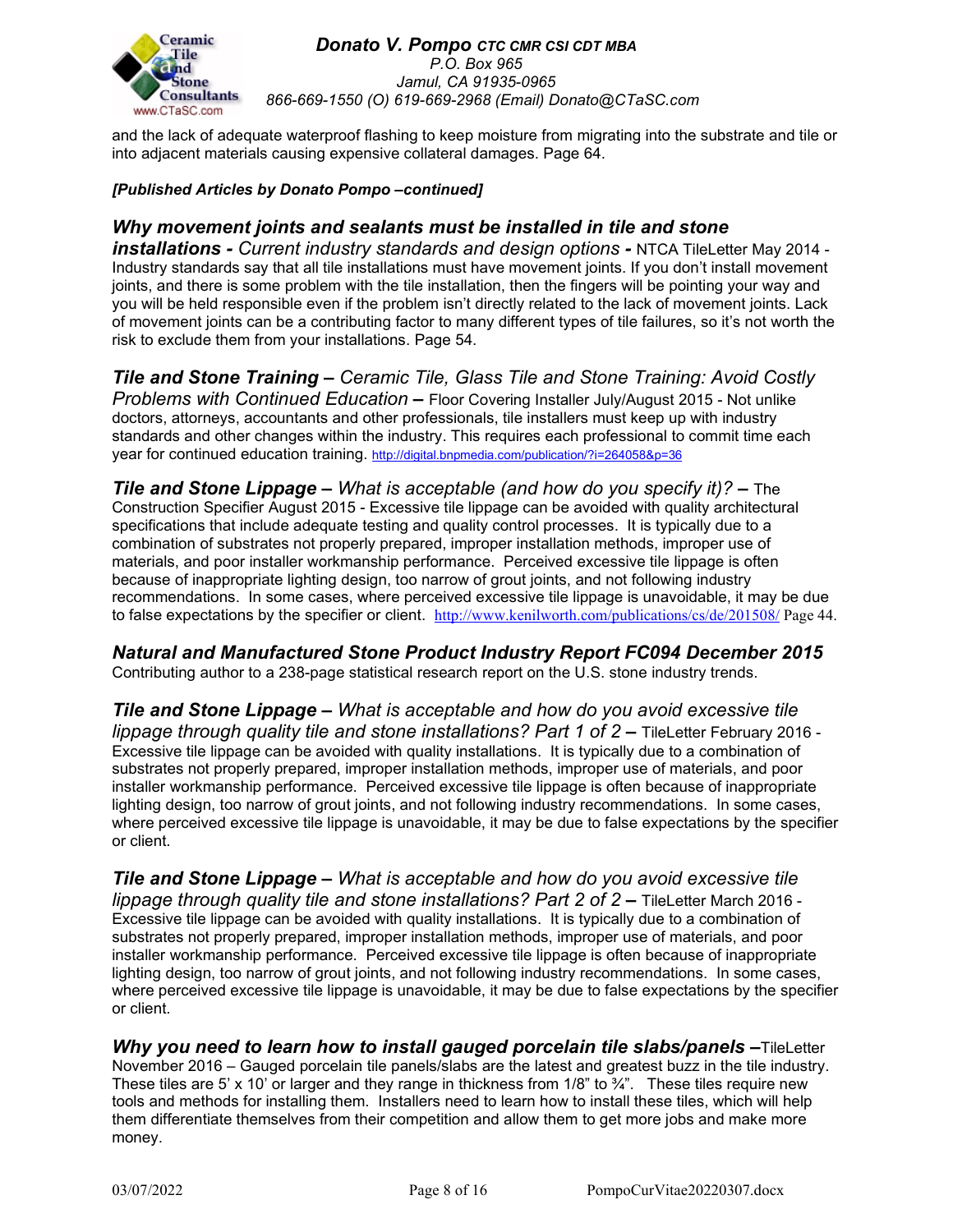and the lack of adequate waterproof flashing to keep moisture from migrating into the substrate and tile or into adjacent materials causing expensive collateral damages. Page 64.

***[Published Articles by Donato Pompo –continued]***

***Why movement joints and sealants must be installed in tile and stone installations -*** *Current industry standards and design options* **-** NTCA TileLetter May 2014 - Industry standards say that all tile installations must have movement joints. If you don't install movement joints, and there is some problem with the tile installation, then the fingers will be pointing your way and you will be held responsible even if the problem isn't directly related to the lack of movement joints. Lack of movement joints can be a contributing factor to many different types of tile failures, so it's not worth the risk to exclude them from your installations. Page 54.

***Tile and Stone Training –*** *Ceramic Tile, Glass Tile and Stone Training: Avoid Costly Problems with Continued Education* **–** Floor Covering Installer July/August 2015 - Not unlike doctors, attorneys, accountants and other professionals, tile installers must keep up with industry standards and other changes within the industry. This requires each professional to commit time each year for continued education training. http://digital.bnpmedia.com/publication/?i=264058&p=36

***Tile and Stone Lippage –*** *What is acceptable (and how do you specify it)?* **–** The Construction Specifier August 2015 - Excessive tile lippage can be avoided with quality architectural specifications that include adequate testing and quality control processes. It is typically due to a combination of substrates not properly prepared, improper installation methods, improper use of materials, and poor installer workmanship performance. Perceived excessive tile lippage is often because of inappropriate lighting design, too narrow of grout joints, and not following industry recommendations. In some cases, where perceived excessive tile lippage is unavoidable, it may be due to false expectations by the specifier or client. http://www.kenilworth.com/publications/cs/de/201508/ Page 44.

***Natural and Manufactured Stone Product Industry Report FC094 December 2015***
Contributing author to a 238-page statistical research report on the U.S. stone industry trends.

***Tile and Stone Lippage –*** *What is acceptable and how do you avoid excessive tile lippage through quality tile and stone installations? Part 1 of 2* **–** TileLetter February 2016 - Excessive tile lippage can be avoided with quality installations. It is typically due to a combination of substrates not properly prepared, improper installation methods, improper use of materials, and poor installer workmanship performance. Perceived excessive tile lippage is often because of inappropriate lighting design, too narrow of grout joints, and not following industry recommendations. In some cases, where perceived excessive tile lippage is unavoidable, it may be due to false expectations by the specifier or client.

***Tile and Stone Lippage –*** *What is acceptable and how do you avoid excessive tile lippage through quality tile and stone installations? Part 2 of 2* **–** TileLetter March 2016 - Excessive tile lippage can be avoided with quality installations. It is typically due to a combination of substrates not properly prepared, improper installation methods, improper use of materials, and poor installer workmanship performance. Perceived excessive tile lippage is often because of inappropriate lighting design, too narrow of grout joints, and not following industry recommendations. In some cases, where perceived excessive tile lippage is unavoidable, it may be due to false expectations by the specifier or client.

***Why you need to learn how to install gauged porcelain tile slabs/panels –***TileLetter November 2016 – Gauged porcelain tile panels/slabs are the latest and greatest buzz in the tile industry. These tiles are 5' x 10' or larger and they range in thickness from 1/8" to ¾". These tiles require new tools and methods for installing them. Installers need to learn how to install these tiles, which will help them differentiate themselves from their competition and allow them to get more jobs and make more money.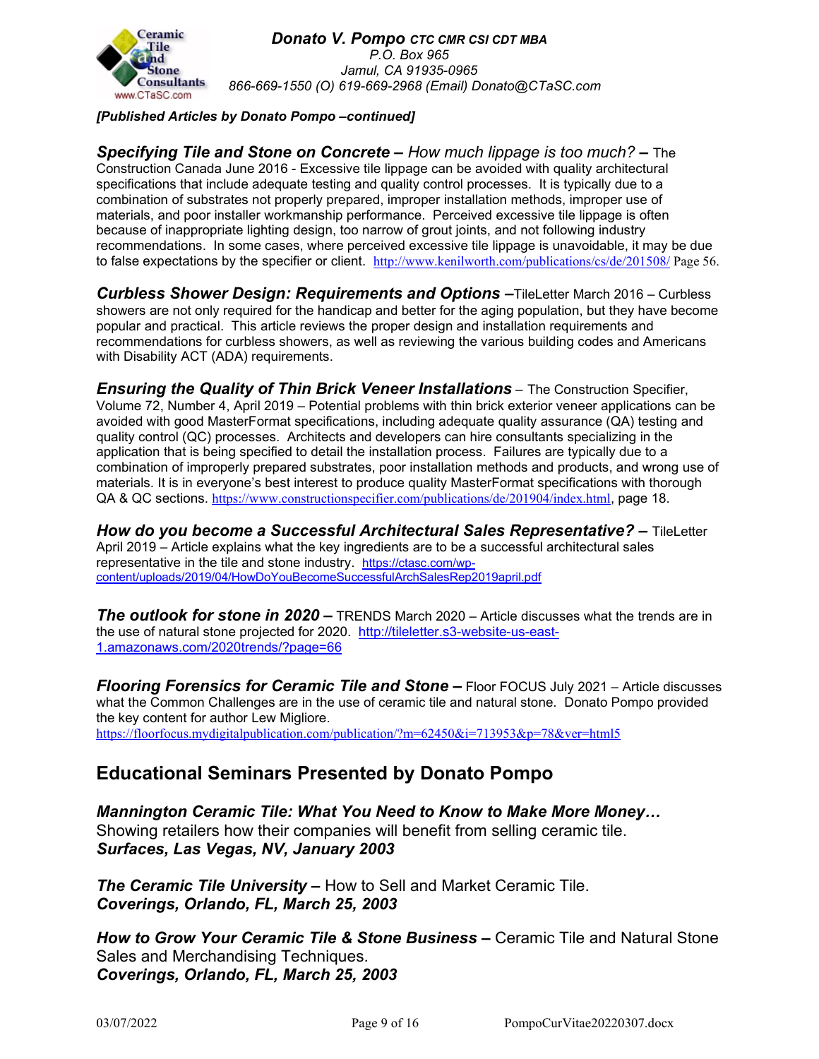*[Published Articles by Donato Pompo –continued]*

***Specifying Tile and Stone on Concrete –*** *How much lippage is too much?* **–** The Construction Canada June 2016 - Excessive tile lippage can be avoided with quality architectural specifications that include adequate testing and quality control processes. It is typically due to a combination of substrates not properly prepared, improper installation methods, improper use of materials, and poor installer workmanship performance. Perceived excessive tile lippage is often because of inappropriate lighting design, too narrow of grout joints, and not following industry recommendations. In some cases, where perceived excessive tile lippage is unavoidable, it may be due to false expectations by the specifier or client. http://www.kenilworth.com/publications/cs/de/201508/ Page 56.

***Curbless Shower Design: Requirements and Options –***TileLetter March 2016 – Curbless showers are not only required for the handicap and better for the aging population, but they have become popular and practical. This article reviews the proper design and installation requirements and recommendations for curbless showers, as well as reviewing the various building codes and Americans with Disability ACT (ADA) requirements.

***Ensuring the Quality of Thin Brick Veneer Installations*** – The Construction Specifier, Volume 72, Number 4, April 2019 – Potential problems with thin brick exterior veneer applications can be avoided with good MasterFormat specifications, including adequate quality assurance (QA) testing and quality control (QC) processes. Architects and developers can hire consultants specializing in the application that is being specified to detail the installation process. Failures are typically due to a combination of improperly prepared substrates, poor installation methods and products, and wrong use of materials. It is in everyone's best interest to produce quality MasterFormat specifications with thorough QA & QC sections. https://www.constructionspecifier.com/publications/de/201904/index.html, page 18.

***How do you become a Successful Architectural Sales Representative? –*** TileLetter April 2019 – Article explains what the key ingredients are to be a successful architectural sales representative in the tile and stone industry. https://ctasc.com/wp-content/uploads/2019/04/HowDoYouBecomeSuccessfulArchSalesRep2019april.pdf

***The outlook for stone in 2020 –*** TRENDS March 2020 – Article discusses what the trends are in the use of natural stone projected for 2020. http://tileletter.s3-website-us-east-1.amazonaws.com/2020trends/?page=66

***Flooring Forensics for Ceramic Tile and Stone –*** Floor FOCUS July 2021 – Article discusses what the Common Challenges are in the use of ceramic tile and natural stone. Donato Pompo provided the key content for author Lew Migliore.
https://floorfocus.mydigitalpublication.com/publication/?m=62450&i=713953&p=78&ver=html5

## Educational Seminars Presented by Donato Pompo

***Mannington Ceramic Tile: What You Need to Know to Make More Money…***
Showing retailers how their companies will benefit from selling ceramic tile.
***Surfaces, Las Vegas, NV, January 2003***

***The Ceramic Tile University –*** How to Sell and Market Ceramic Tile.
***Coverings, Orlando, FL, March 25, 2003***

***How to Grow Your Ceramic Tile & Stone Business –*** Ceramic Tile and Natural Stone Sales and Merchandising Techniques.
***Coverings, Orlando, FL, March 25, 2003***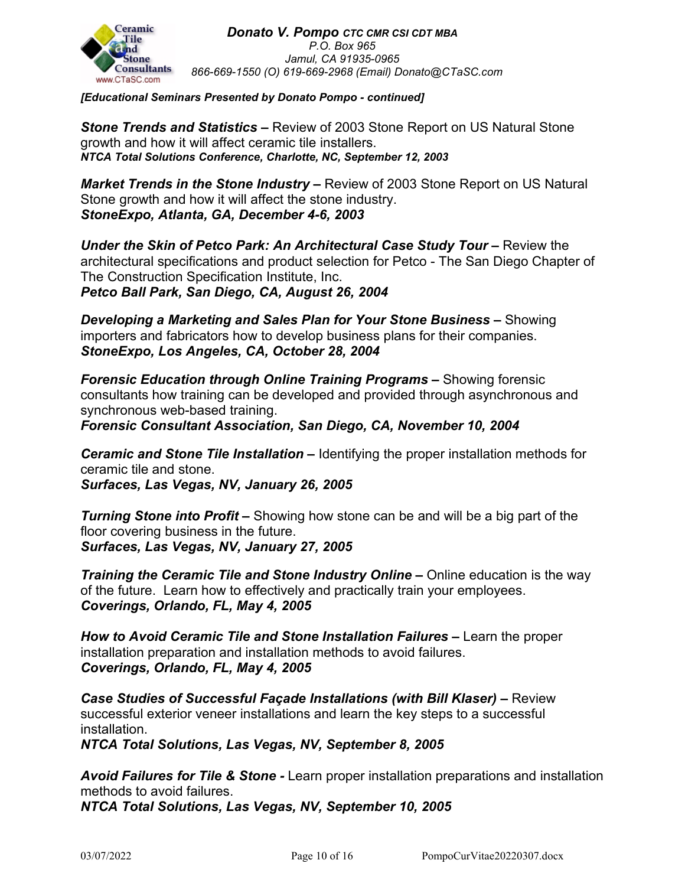*[Educational Seminars Presented by Donato Pompo - continued]*

***Stone Trends and Statistics –*** Review of 2003 Stone Report on US Natural Stone growth and how it will affect ceramic tile installers.
***NTCA Total Solutions Conference, Charlotte, NC, September 12, 2003***

***Market Trends in the Stone Industry –*** Review of 2003 Stone Report on US Natural Stone growth and how it will affect the stone industry.
***StoneExpo, Atlanta, GA, December 4-6, 2003***

***Under the Skin of Petco Park: An Architectural Case Study Tour –*** Review the architectural specifications and product selection for Petco - The San Diego Chapter of The Construction Specification Institute, Inc.
***Petco Ball Park, San Diego, CA, August 26, 2004***

***Developing a Marketing and Sales Plan for Your Stone Business –*** Showing importers and fabricators how to develop business plans for their companies.
***StoneExpo, Los Angeles, CA, October 28, 2004***

***Forensic Education through Online Training Programs –*** Showing forensic consultants how training can be developed and provided through asynchronous and synchronous web-based training.
***Forensic Consultant Association, San Diego, CA, November 10, 2004***

***Ceramic and Stone Tile Installation –*** Identifying the proper installation methods for ceramic tile and stone.
***Surfaces, Las Vegas, NV, January 26, 2005***

***Turning Stone into Profit –*** Showing how stone can be and will be a big part of the floor covering business in the future.
***Surfaces, Las Vegas, NV, January 27, 2005***

***Training the Ceramic Tile and Stone Industry Online –*** Online education is the way of the future. Learn how to effectively and practically train your employees.
***Coverings, Orlando, FL, May 4, 2005***

***How to Avoid Ceramic Tile and Stone Installation Failures –*** Learn the proper installation preparation and installation methods to avoid failures.
***Coverings, Orlando, FL, May 4, 2005***

***Case Studies of Successful Façade Installations (with Bill Klaser) –*** Review successful exterior veneer installations and learn the key steps to a successful installation.
***NTCA Total Solutions, Las Vegas, NV, September 8, 2005***

***Avoid Failures for Tile & Stone -*** Learn proper installation preparations and installation methods to avoid failures.
***NTCA Total Solutions, Las Vegas, NV, September 10, 2005***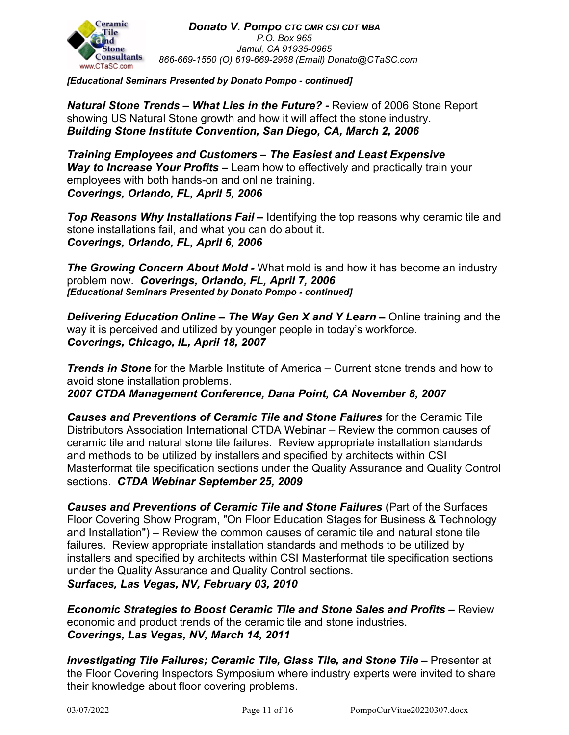*[Educational Seminars Presented by Donato Pompo - continued]*

***Natural Stone Trends – What Lies in the Future? -*** Review of 2006 Stone Report showing US Natural Stone growth and how it will affect the stone industry.
***Building Stone Institute Convention, San Diego, CA, March 2, 2006***

***Training Employees and Customers – The Easiest and Least Expensive Way to Increase Your Profits –*** Learn how to effectively and practically train your employees with both hands-on and online training.
***Coverings, Orlando, FL, April 5, 2006***

***Top Reasons Why Installations Fail –*** Identifying the top reasons why ceramic tile and stone installations fail, and what you can do about it.
***Coverings, Orlando, FL, April 6, 2006***

***The Growing Concern About Mold -*** What mold is and how it has become an industry problem now. ***Coverings, Orlando, FL, April 7, 2006***
*[Educational Seminars Presented by Donato Pompo - continued]*

***Delivering Education Online – The Way Gen X and Y Learn –*** Online training and the way it is perceived and utilized by younger people in today's workforce.
***Coverings, Chicago, IL, April 18, 2007***

***Trends in Stone*** for the Marble Institute of America – Current stone trends and how to avoid stone installation problems.
***2007 CTDA Management Conference, Dana Point, CA November 8, 2007***

***Causes and Preventions of Ceramic Tile and Stone Failures*** for the Ceramic Tile Distributors Association International CTDA Webinar – Review the common causes of ceramic tile and natural stone tile failures. Review appropriate installation standards and methods to be utilized by installers and specified by architects within CSI Masterformat tile specification sections under the Quality Assurance and Quality Control sections. ***CTDA Webinar September 25, 2009***

***Causes and Preventions of Ceramic Tile and Stone Failures*** (Part of the Surfaces Floor Covering Show Program, "On Floor Education Stages for Business & Technology and Installation") – Review the common causes of ceramic tile and natural stone tile failures. Review appropriate installation standards and methods to be utilized by installers and specified by architects within CSI Masterformat tile specification sections under the Quality Assurance and Quality Control sections.
***Surfaces, Las Vegas, NV, February 03, 2010***

***Economic Strategies to Boost Ceramic Tile and Stone Sales and Profits –*** Review economic and product trends of the ceramic tile and stone industries.
***Coverings, Las Vegas, NV, March 14, 2011***

***Investigating Tile Failures; Ceramic Tile, Glass Tile, and Stone Tile –*** Presenter at the Floor Covering Inspectors Symposium where industry experts were invited to share their knowledge about floor covering problems.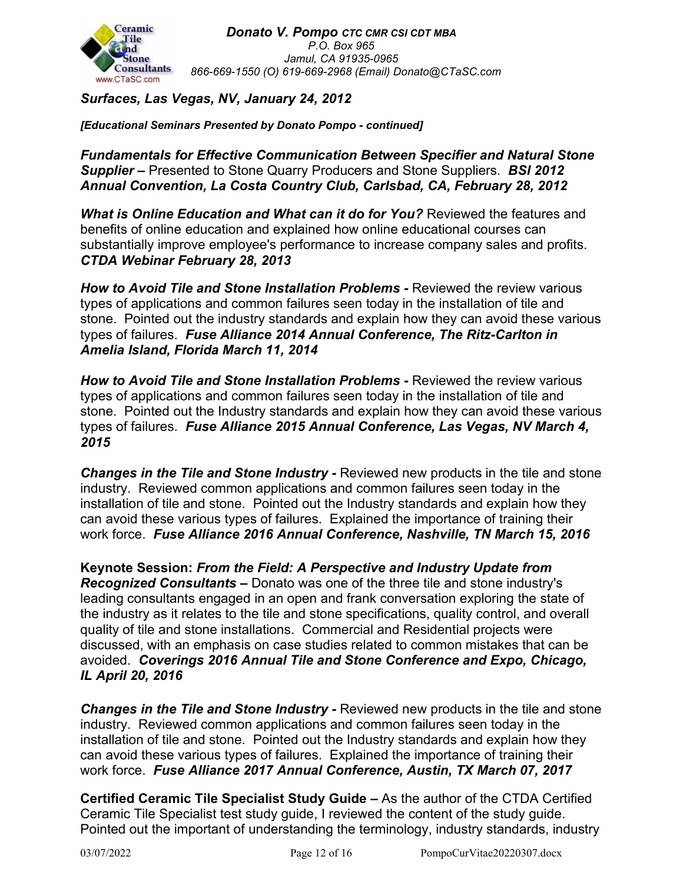***Surfaces, Las Vegas, NV, January 24, 2012***

***[Educational Seminars Presented by Donato Pompo - continued]***

***Fundamentals for Effective Communication Between Specifier and Natural Stone Supplier –*** Presented to Stone Quarry Producers and Stone Suppliers. ***BSI 2012 Annual Convention, La Costa Country Club, Carlsbad, CA, February 28, 2012***

***What is Online Education and What can it do for You?*** Reviewed the features and benefits of online education and explained how online educational courses can substantially improve employee's performance to increase company sales and profits. ***CTDA Webinar February 28, 2013***

***How to Avoid Tile and Stone Installation Problems -*** Reviewed the review various types of applications and common failures seen today in the installation of tile and stone. Pointed out the industry standards and explain how they can avoid these various types of failures. ***Fuse Alliance 2014 Annual Conference, The Ritz-Carlton in Amelia Island, Florida March 11, 2014***

***How to Avoid Tile and Stone Installation Problems -*** Reviewed the review various types of applications and common failures seen today in the installation of tile and stone. Pointed out the Industry standards and explain how they can avoid these various types of failures. ***Fuse Alliance 2015 Annual Conference, Las Vegas, NV March 4, 2015***

***Changes in the Tile and Stone Industry -*** Reviewed new products in the tile and stone industry. Reviewed common applications and common failures seen today in the installation of tile and stone. Pointed out the Industry standards and explain how they can avoid these various types of failures. Explained the importance of training their work force. ***Fuse Alliance 2016 Annual Conference, Nashville, TN March 15, 2016***

**Keynote Session:** ***From the Field: A Perspective and Industry Update from Recognized Consultants –*** Donato was one of the three tile and stone industry's leading consultants engaged in an open and frank conversation exploring the state of the industry as it relates to the tile and stone specifications, quality control, and overall quality of tile and stone installations. Commercial and Residential projects were discussed, with an emphasis on case studies related to common mistakes that can be avoided. ***Coverings 2016 Annual Tile and Stone Conference and Expo, Chicago, IL April 20, 2016***

***Changes in the Tile and Stone Industry -*** Reviewed new products in the tile and stone industry. Reviewed common applications and common failures seen today in the installation of tile and stone. Pointed out the Industry standards and explain how they can avoid these various types of failures. Explained the importance of training their work force. ***Fuse Alliance 2017 Annual Conference, Austin, TX March 07, 2017***

**Certified Ceramic Tile Specialist Study Guide –** As the author of the CTDA Certified Ceramic Tile Specialist test study guide, I reviewed the content of the study guide. Pointed out the important of understanding the terminology, industry standards, industry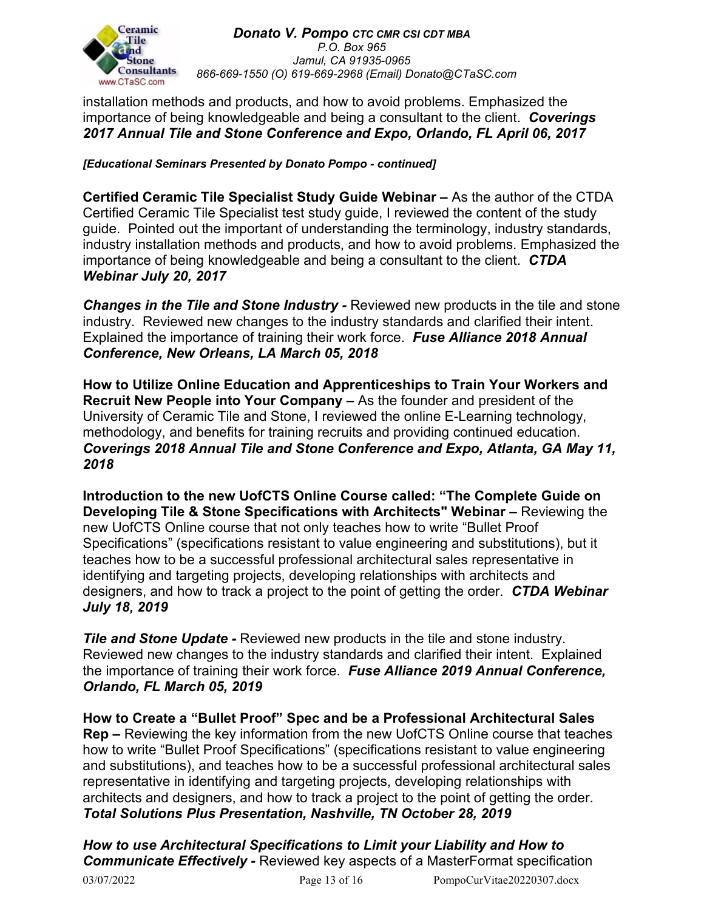installation methods and products, and how to avoid problems. Emphasized the importance of being knowledgeable and being a consultant to the client. ***Coverings 2017 Annual Tile and Stone Conference and Expo, Orlando, FL April 06, 2017***

***[Educational Seminars Presented by Donato Pompo - continued]***

**Certified Ceramic Tile Specialist Study Guide Webinar –** As the author of the CTDA Certified Ceramic Tile Specialist test study guide, I reviewed the content of the study guide. Pointed out the important of understanding the terminology, industry standards, industry installation methods and products, and how to avoid problems. Emphasized the importance of being knowledgeable and being a consultant to the client. ***CTDA Webinar July 20, 2017***

***Changes in the Tile and Stone Industry -*** Reviewed new products in the tile and stone industry. Reviewed new changes to the industry standards and clarified their intent. Explained the importance of training their work force. ***Fuse Alliance 2018 Annual Conference, New Orleans, LA March 05, 2018***

**How to Utilize Online Education and Apprenticeships to Train Your Workers and Recruit New People into Your Company –** As the founder and president of the University of Ceramic Tile and Stone, I reviewed the online E-Learning technology, methodology, and benefits for training recruits and providing continued education. ***Coverings 2018 Annual Tile and Stone Conference and Expo, Atlanta, GA May 11, 2018***

**Introduction to the new UofCTS Online Course called: "The Complete Guide on Developing Tile & Stone Specifications with Architects" Webinar –** Reviewing the new UofCTS Online course that not only teaches how to write "Bullet Proof Specifications" (specifications resistant to value engineering and substitutions), but it teaches how to be a successful professional architectural sales representative in identifying and targeting projects, developing relationships with architects and designers, and how to track a project to the point of getting the order. ***CTDA Webinar July 18, 2019***

***Tile and Stone Update -*** Reviewed new products in the tile and stone industry. Reviewed new changes to the industry standards and clarified their intent. Explained the importance of training their work force. ***Fuse Alliance 2019 Annual Conference, Orlando, FL March 05, 2019***

**How to Create a "Bullet Proof" Spec and be a Professional Architectural Sales Rep –** Reviewing the key information from the new UofCTS Online course that teaches how to write "Bullet Proof Specifications" (specifications resistant to value engineering and substitutions), and teaches how to be a successful professional architectural sales representative in identifying and targeting projects, developing relationships with architects and designers, and how to track a project to the point of getting the order. ***Total Solutions Plus Presentation, Nashville, TN October 28, 2019***

***How to use Architectural Specifications to Limit your Liability and How to Communicate Effectively -*** Reviewed key aspects of a MasterFormat specification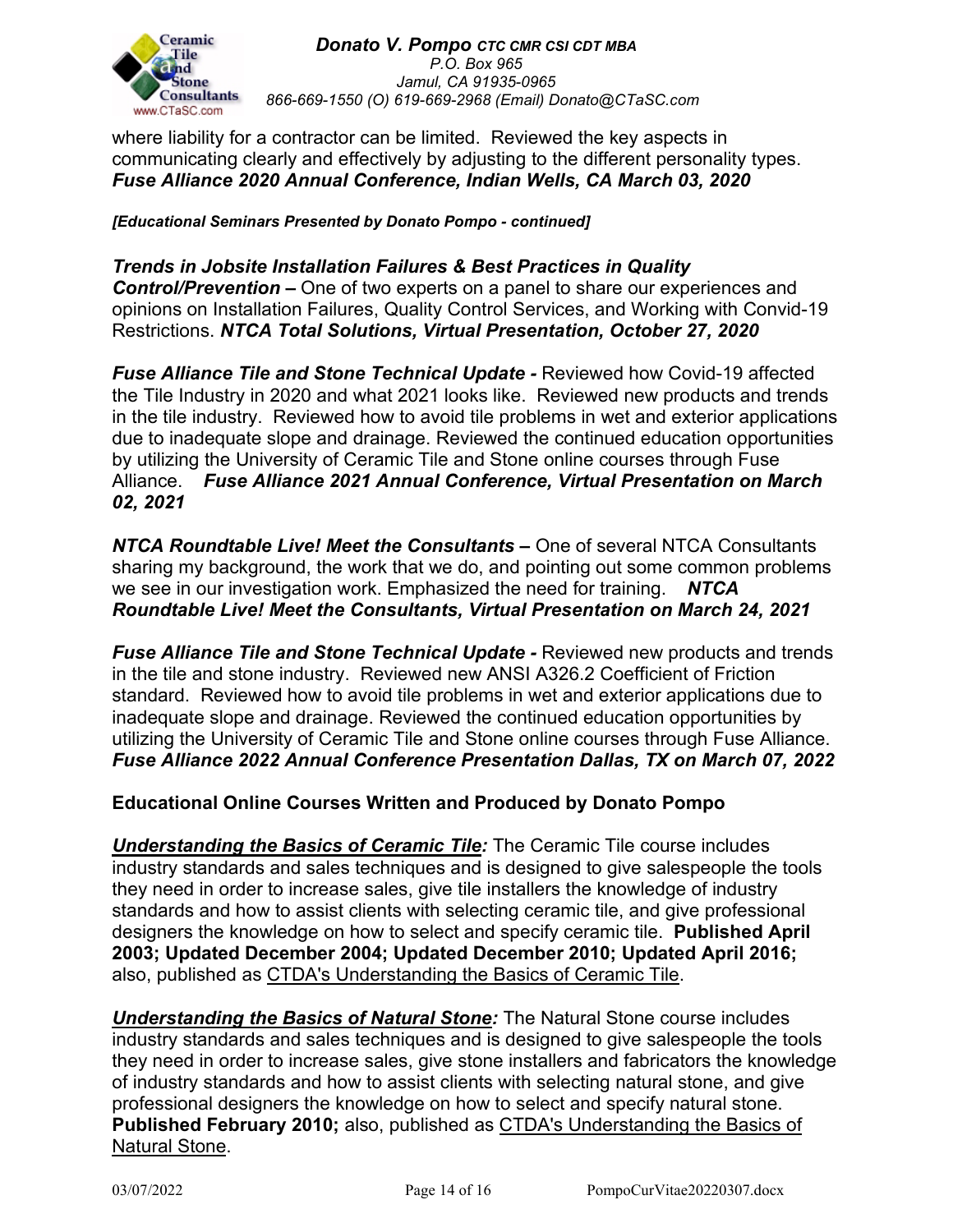where liability for a contractor can be limited. Reviewed the key aspects in communicating clearly and effectively by adjusting to the different personality types. ***Fuse Alliance 2020 Annual Conference, Indian Wells, CA March 03, 2020***

***[Educational Seminars Presented by Donato Pompo - continued]***

***Trends in Jobsite Installation Failures & Best Practices in Quality Control/Prevention –*** One of two experts on a panel to share our experiences and opinions on Installation Failures, Quality Control Services, and Working with Convid-19 Restrictions. ***NTCA Total Solutions, Virtual Presentation, October 27, 2020***

***Fuse Alliance Tile and Stone Technical Update -*** Reviewed how Covid-19 affected the Tile Industry in 2020 and what 2021 looks like. Reviewed new products and trends in the tile industry. Reviewed how to avoid tile problems in wet and exterior applications due to inadequate slope and drainage. Reviewed the continued education opportunities by utilizing the University of Ceramic Tile and Stone online courses through Fuse Alliance. ***Fuse Alliance 2021 Annual Conference, Virtual Presentation on March 02, 2021***

***NTCA Roundtable Live! Meet the Consultants –*** One of several NTCA Consultants sharing my background, the work that we do, and pointing out some common problems we see in our investigation work. Emphasized the need for training. ***NTCA Roundtable Live! Meet the Consultants, Virtual Presentation on March 24, 2021***

***Fuse Alliance Tile and Stone Technical Update -*** Reviewed new products and trends in the tile and stone industry. Reviewed new ANSI A326.2 Coefficient of Friction standard. Reviewed how to avoid tile problems in wet and exterior applications due to inadequate slope and drainage. Reviewed the continued education opportunities by utilizing the University of Ceramic Tile and Stone online courses through Fuse Alliance. ***Fuse Alliance 2022 Annual Conference Presentation Dallas, TX on March 07, 2022***

**Educational Online Courses Written and Produced by Donato Pompo**

***Understanding the Basics of Ceramic Tile:*** The Ceramic Tile course includes industry standards and sales techniques and is designed to give salespeople the tools they need in order to increase sales, give tile installers the knowledge of industry standards and how to assist clients with selecting ceramic tile, and give professional designers the knowledge on how to select and specify ceramic tile. **Published April 2003; Updated December 2004; Updated December 2010; Updated April 2016;** also, published as CTDA's Understanding the Basics of Ceramic Tile.

***Understanding the Basics of Natural Stone:*** The Natural Stone course includes industry standards and sales techniques and is designed to give salespeople the tools they need in order to increase sales, give stone installers and fabricators the knowledge of industry standards and how to assist clients with selecting natural stone, and give professional designers the knowledge on how to select and specify natural stone. **Published February 2010;** also, published as CTDA's Understanding the Basics of Natural Stone.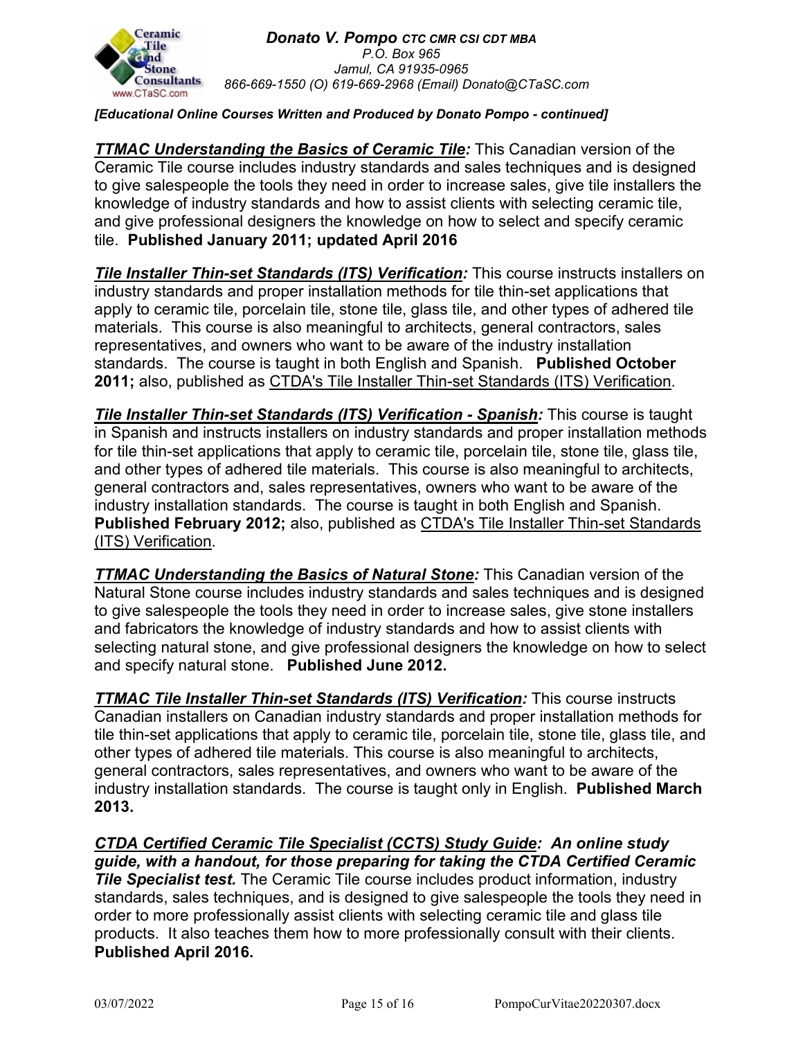*[Educational Online Courses Written and Produced by Donato Pompo - continued]*

***TTMAC Understanding the Basics of Ceramic Tile:*** This Canadian version of the Ceramic Tile course includes industry standards and sales techniques and is designed to give salespeople the tools they need in order to increase sales, give tile installers the knowledge of industry standards and how to assist clients with selecting ceramic tile, and give professional designers the knowledge on how to select and specify ceramic tile. **Published January 2011; updated April 2016**

***Tile Installer Thin-set Standards (ITS) Verification:*** This course instructs installers on industry standards and proper installation methods for tile thin-set applications that apply to ceramic tile, porcelain tile, stone tile, glass tile, and other types of adhered tile materials. This course is also meaningful to architects, general contractors, sales representatives, and owners who want to be aware of the industry installation standards. The course is taught in both English and Spanish. **Published October 2011;** also, published as CTDA's Tile Installer Thin-set Standards (ITS) Verification.

***Tile Installer Thin-set Standards (ITS) Verification - Spanish:*** This course is taught in Spanish and instructs installers on industry standards and proper installation methods for tile thin-set applications that apply to ceramic tile, porcelain tile, stone tile, glass tile, and other types of adhered tile materials. This course is also meaningful to architects, general contractors and, sales representatives, owners who want to be aware of the industry installation standards. The course is taught in both English and Spanish. **Published February 2012;** also, published as CTDA's Tile Installer Thin-set Standards (ITS) Verification.

***TTMAC Understanding the Basics of Natural Stone:*** This Canadian version of the Natural Stone course includes industry standards and sales techniques and is designed to give salespeople the tools they need in order to increase sales, give stone installers and fabricators the knowledge of industry standards and how to assist clients with selecting natural stone, and give professional designers the knowledge on how to select and specify natural stone. **Published June 2012.**

***TTMAC Tile Installer Thin-set Standards (ITS) Verification:*** This course instructs Canadian installers on Canadian industry standards and proper installation methods for tile thin-set applications that apply to ceramic tile, porcelain tile, stone tile, glass tile, and other types of adhered tile materials. This course is also meaningful to architects, general contractors, sales representatives, and owners who want to be aware of the industry installation standards. The course is taught only in English. **Published March 2013.**

***CTDA Certified Ceramic Tile Specialist (CCTS) Study Guide: An online study guide, with a handout, for those preparing for taking the CTDA Certified Ceramic Tile Specialist test.*** The Ceramic Tile course includes product information, industry standards, sales techniques, and is designed to give salespeople the tools they need in order to more professionally assist clients with selecting ceramic tile and glass tile products. It also teaches them how to more professionally consult with their clients. **Published April 2016.**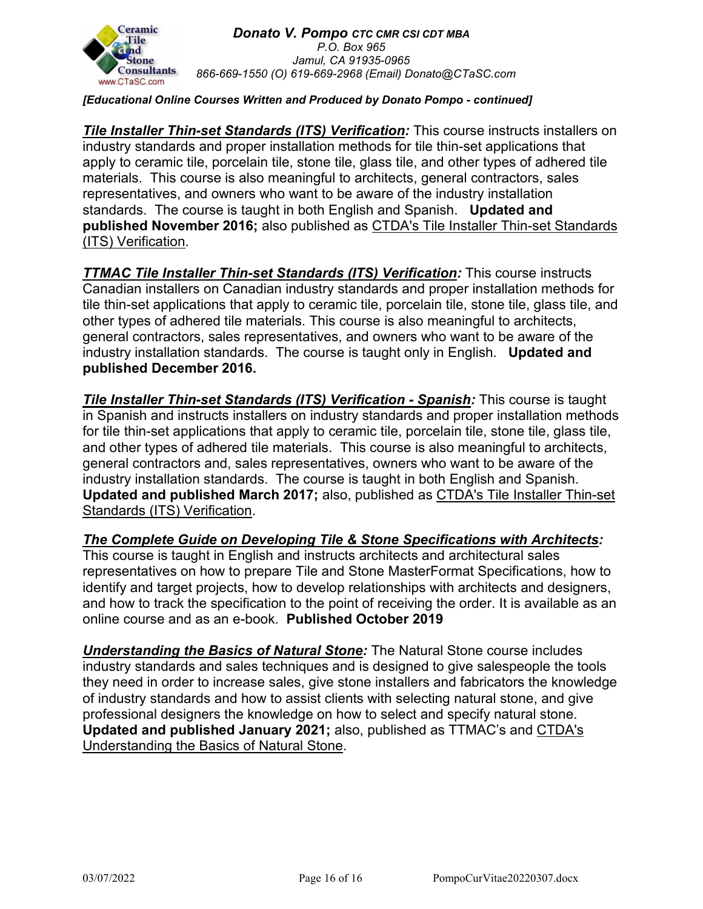*[Educational Online Courses Written and Produced by Donato Pompo - continued]*

***Tile Installer Thin-set Standards (ITS) Verification:*** This course instructs installers on industry standards and proper installation methods for tile thin-set applications that apply to ceramic tile, porcelain tile, stone tile, glass tile, and other types of adhered tile materials. This course is also meaningful to architects, general contractors, sales representatives, and owners who want to be aware of the industry installation standards. The course is taught in both English and Spanish. **Updated and published November 2016;** also published as CTDA's Tile Installer Thin-set Standards (ITS) Verification.

***TTMAC Tile Installer Thin-set Standards (ITS) Verification:*** This course instructs Canadian installers on Canadian industry standards and proper installation methods for tile thin-set applications that apply to ceramic tile, porcelain tile, stone tile, glass tile, and other types of adhered tile materials. This course is also meaningful to architects, general contractors, sales representatives, and owners who want to be aware of the industry installation standards. The course is taught only in English. **Updated and published December 2016.**

***Tile Installer Thin-set Standards (ITS) Verification - Spanish:*** This course is taught in Spanish and instructs installers on industry standards and proper installation methods for tile thin-set applications that apply to ceramic tile, porcelain tile, stone tile, glass tile, and other types of adhered tile materials. This course is also meaningful to architects, general contractors and, sales representatives, owners who want to be aware of the industry installation standards. The course is taught in both English and Spanish. **Updated and published March 2017;** also, published as CTDA's Tile Installer Thin-set Standards (ITS) Verification.

***The Complete Guide on Developing Tile & Stone Specifications with Architects:*** This course is taught in English and instructs architects and architectural sales representatives on how to prepare Tile and Stone MasterFormat Specifications, how to identify and target projects, how to develop relationships with architects and designers, and how to track the specification to the point of receiving the order. It is available as an online course and as an e-book. **Published October 2019**

***Understanding the Basics of Natural Stone:*** The Natural Stone course includes industry standards and sales techniques and is designed to give salespeople the tools they need in order to increase sales, give stone installers and fabricators the knowledge of industry standards and how to assist clients with selecting natural stone, and give professional designers the knowledge on how to select and specify natural stone. **Updated and published January 2021;** also, published as TTMAC's and CTDA's Understanding the Basics of Natural Stone.